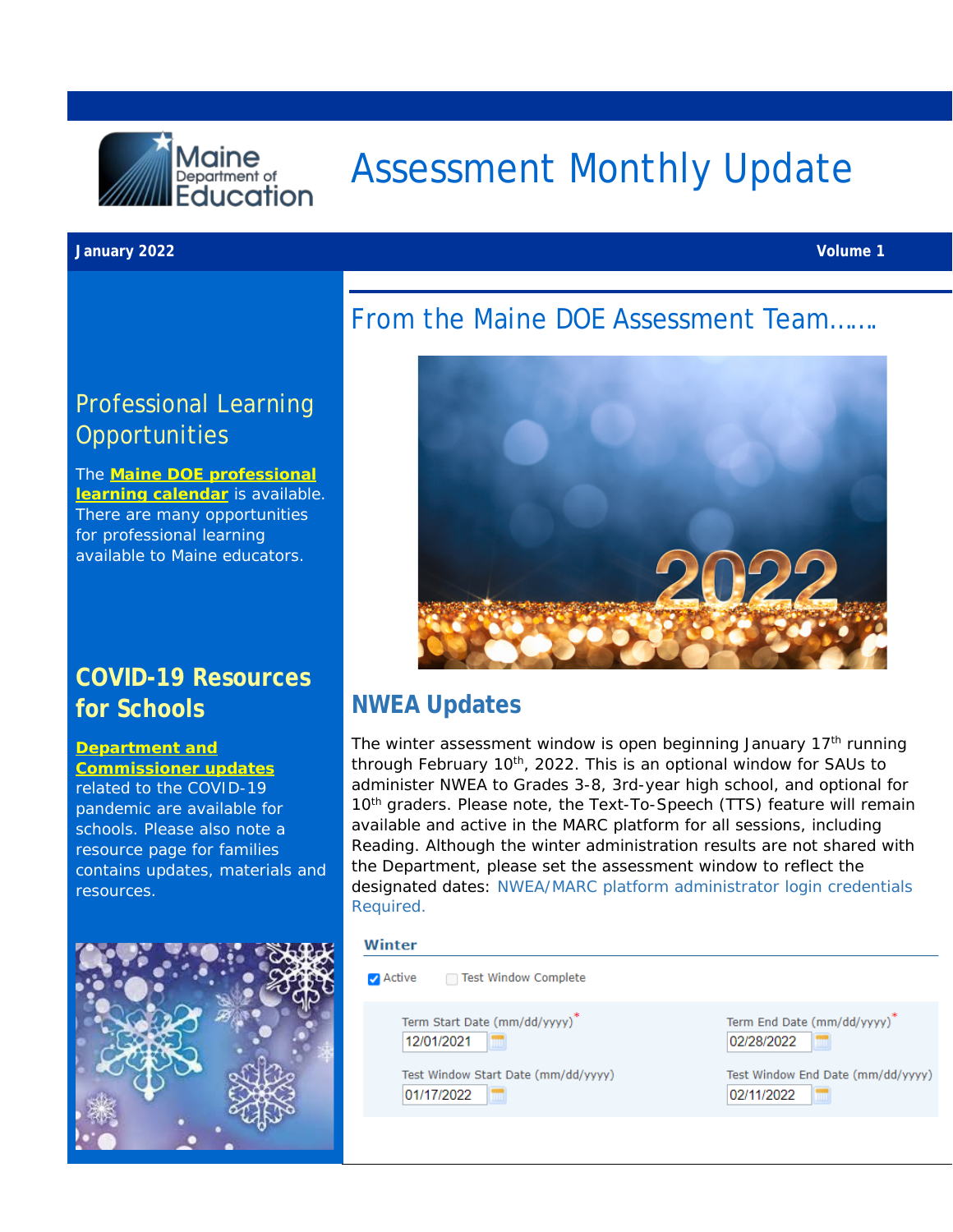# Assessment Monthly Update

**January 2022** **Volume 1**

## Professional Learning Opportunities

The **Maine DOE professional learning calendar** is available. There are many opportunities for professional learning available to Maine educators.

## COVID-19 Resources for Schools

**Department and Commissioner updates** related to the COVID-19 pandemic are available for schools. Please also note a resource page for families contains updates, materials and resources.

## From the Maine DOE Assessment Team…….

## NWEA Updates

The winter assessment window is open beginning January 17th running through February 10th, 2022. This is an optional window for SAUs to administer NWEA to Grades 3-8, 3rd-year high school, and optional for 10th graders. Please note, the Text-To-Speech (TTS) feature will remain available and active in the MARC platform for all sessions, including Reading. Although the winter administration results are not shared with the Department, please set the assessment window to reflect the designated dates: NWEA/MARC platform administrator login credentials Required.

**Winter**

☑ Active ☐ Test Window Complete

| Term Start Date (mm/dd/yyyy)* | Term End Date (mm/dd/yyyy)* |
| --- | --- |
| 12/01/2021 | 02/28/2022 |
| **Test Window Start Date (mm/dd/yyyy)** | **Test Window End Date (mm/dd/yyyy)** |
| 01/17/2022 | 02/11/2022 |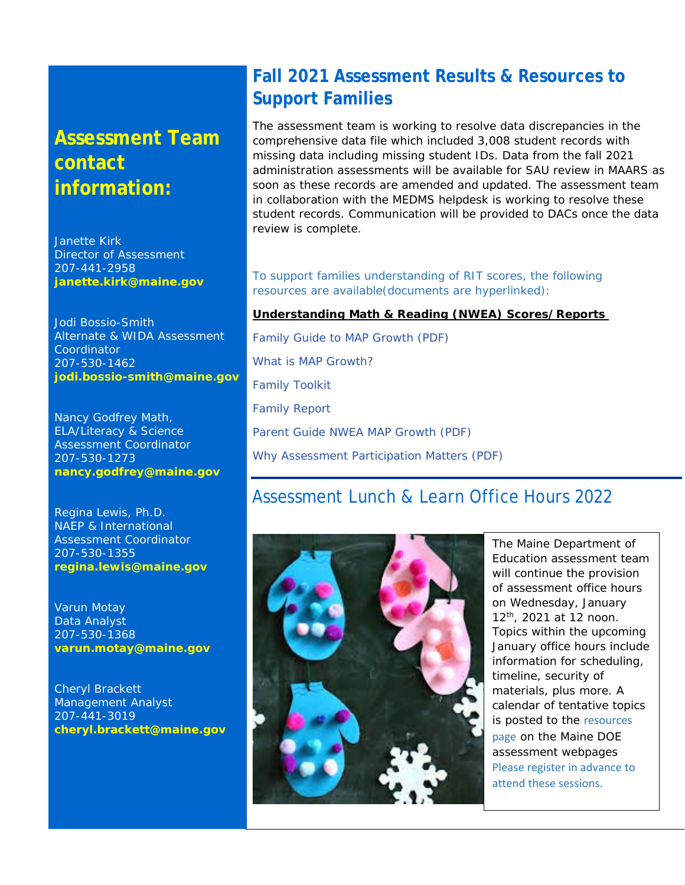## Assessment Team contact information:

Janette Kirk
Director of Assessment
207-441-2958
**janette.kirk@maine.gov**

Jodi Bossio-Smith
Alternate & WIDA Assessment Coordinator
207-530-1462
**jodi.bossio-smith@maine.gov**

Nancy Godfrey Math, ELA/Literacy & Science Assessment Coordinator
207-530-1273
**nancy.godfrey@maine.gov**

Regina Lewis, Ph.D.
NAEP & International Assessment Coordinator
207-530-1355
**regina.lewis@maine.gov**

Varun Motay
Data Analyst
207-530-1368
**varun.motay@maine.gov**

Cheryl Brackett
Management Analyst
207-441-3019
**cheryl.brackett@maine.gov**

## Fall 2021 Assessment Results & Resources to Support Families

The assessment team is working to resolve data discrepancies in the comprehensive data file which included 3,008 student records with missing data including missing student IDs. Data from the fall 2021 administration assessments will be available for SAU review in MAARS as soon as these records are amended and updated. The assessment team in collaboration with the MEDMS helpdesk is working to resolve these student records. Communication will be provided to DACs once the data review is complete.

To support families understanding of RIT scores, the following resources are available(documents are hyperlinked):

**Understanding Math & Reading (NWEA) Scores/Reports**

Family Guide to MAP Growth (PDF)

What is MAP Growth?

Family Toolkit

Family Report

Parent Guide NWEA MAP Growth (PDF)

Why Assessment Participation Matters (PDF)

## Assessment Lunch & Learn Office Hours 2022

The Maine Department of Education assessment team will continue the provision of assessment office hours on Wednesday, January 12th, 2021 at 12 noon. Topics within the upcoming January office hours include information for scheduling, timeline, security of materials, plus more. A calendar of tentative topics is posted to the resources page on the Maine DOE assessment webpages Please register in advance to attend these sessions.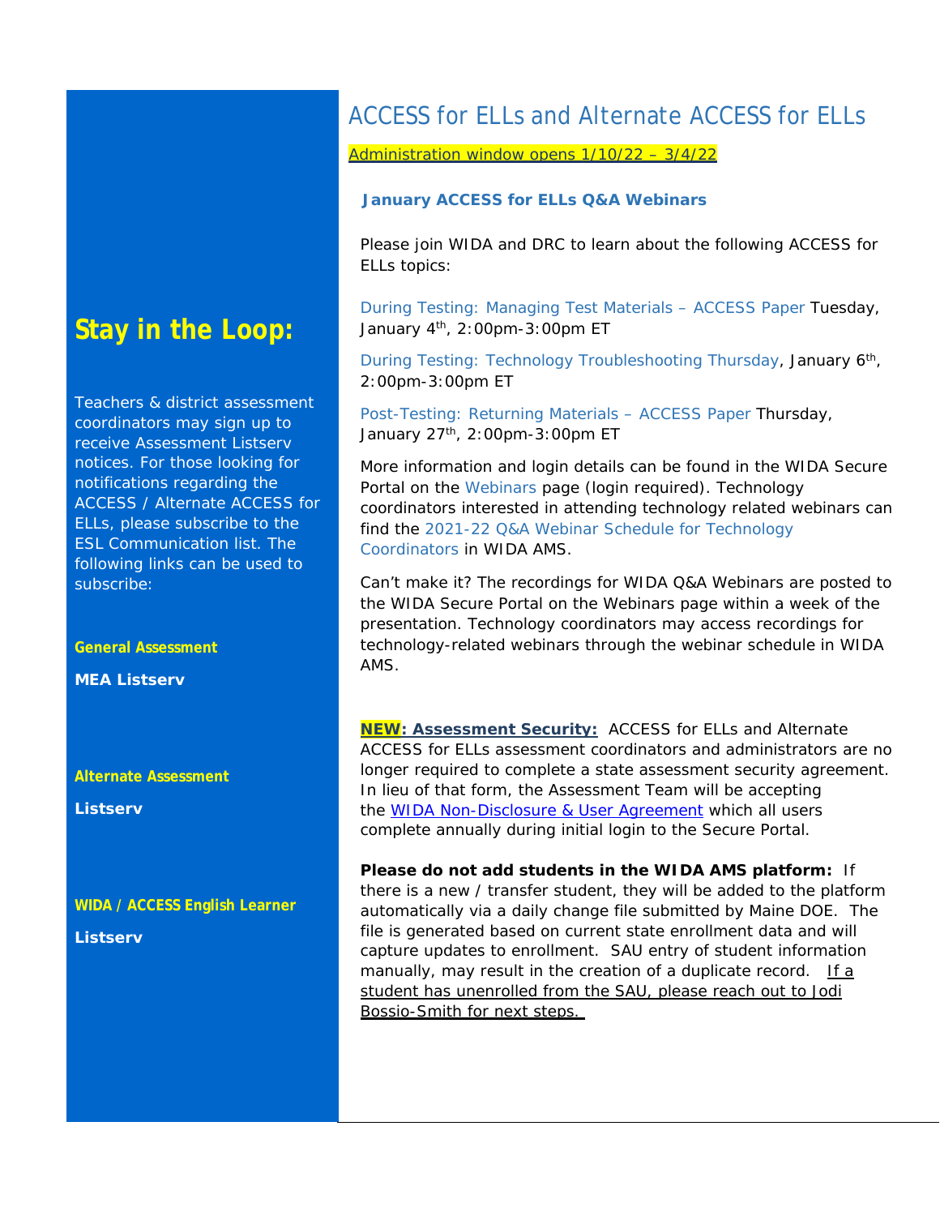## Stay in the Loop:

Teachers & district assessment coordinators may sign up to receive Assessment Listserv notices. For those looking for notifications regarding the ACCESS / Alternate ACCESS for ELLs, please subscribe to the ESL Communication list. The following links can be used to subscribe:

**General Assessment**

**MEA Listserv**

**Alternate Assessment**

**Listserv**

**WIDA / ACCESS English Learner**

**Listserv**

# ACCESS for ELLs and Alternate ACCESS for ELLs

Administration window opens 1/10/22 – 3/4/22

### January ACCESS for ELLs Q&A Webinars

Please join WIDA and DRC to learn about the following ACCESS for ELLs topics:

During Testing: Managing Test Materials – ACCESS Paper Tuesday, January 4th, 2:00pm-3:00pm ET

During Testing: Technology Troubleshooting Thursday, January 6th, 2:00pm-3:00pm ET

Post-Testing: Returning Materials – ACCESS Paper Thursday, January 27th, 2:00pm-3:00pm ET

More information and login details can be found in the WIDA Secure Portal on the Webinars page (login required). Technology coordinators interested in attending technology related webinars can find the 2021-22 Q&A Webinar Schedule for Technology Coordinators in WIDA AMS.

Can't make it? The recordings for WIDA Q&A Webinars are posted to the WIDA Secure Portal on the Webinars page within a week of the presentation. Technology coordinators may access recordings for technology-related webinars through the webinar schedule in WIDA AMS.

**NEW: Assessment Security:** ACCESS for ELLs and Alternate ACCESS for ELLs assessment coordinators and administrators are no longer required to complete a state assessment security agreement. In lieu of that form, the Assessment Team will be accepting the WIDA Non-Disclosure & User Agreement which all users complete annually during initial login to the Secure Portal.

**Please do not add students in the WIDA AMS platform:** If there is a new / transfer student, they will be added to the platform automatically via a daily change file submitted by Maine DOE. The file is generated based on current state enrollment data and will capture updates to enrollment. SAU entry of student information manually, may result in the creation of a duplicate record. If a student has unenrolled from the SAU, please reach out to Jodi Bossio-Smith for next steps.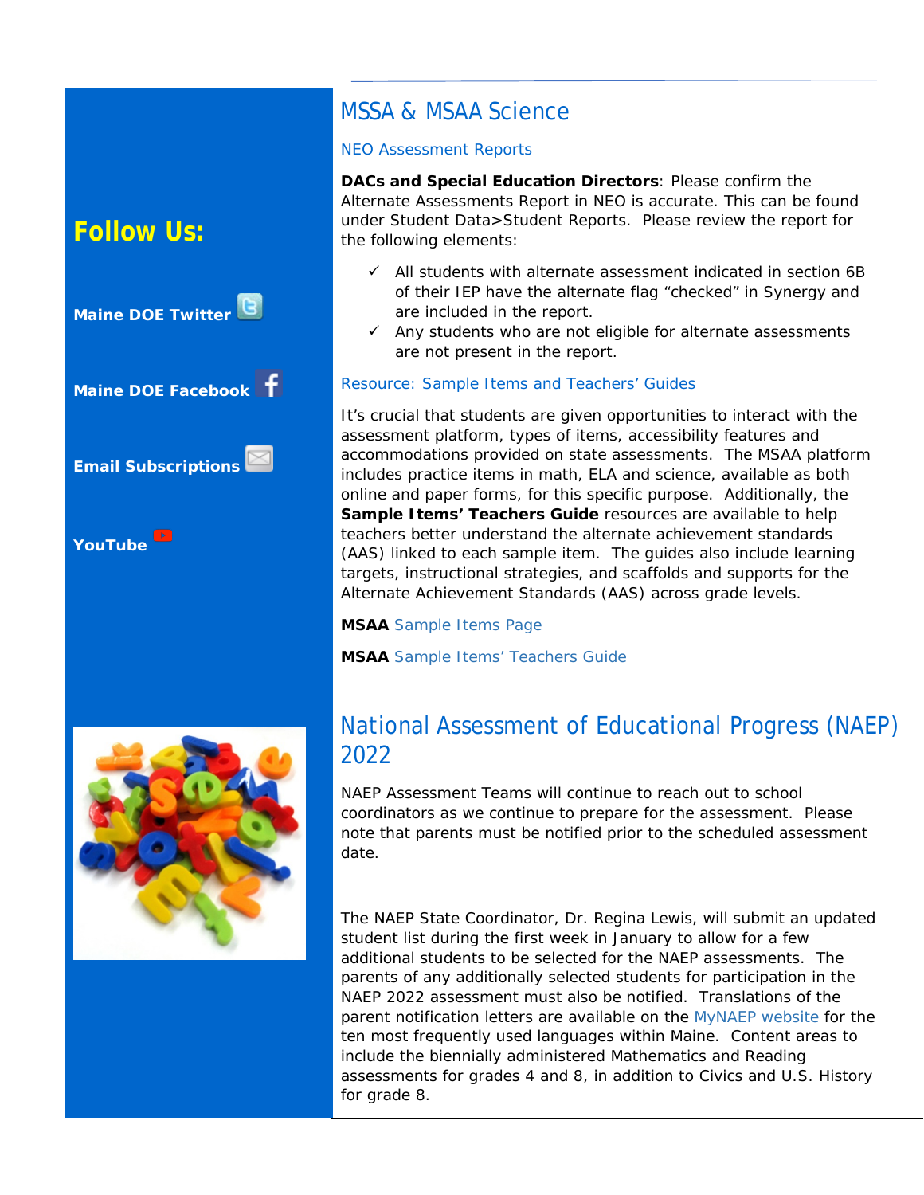## Follow Us:

**Maine DOE Twitter**

**Maine DOE Facebook**

**Email Subscriptions**

**YouTube**

## MSSA & MSAA Science

NEO Assessment Reports

**DACs and Special Education Directors**: Please confirm the Alternate Assessments Report in NEO is accurate. This can be found under Student Data>Student Reports. Please review the report for the following elements:

- ✓ All students with alternate assessment indicated in section 6B of their IEP have the alternate flag "checked" in Synergy and are included in the report.
- ✓ Any students who are not eligible for alternate assessments are not present in the report.

Resource: Sample Items and Teachers' Guides

It's crucial that students are given opportunities to interact with the assessment platform, types of items, accessibility features and accommodations provided on state assessments. The MSAA platform includes practice items in math, ELA and science, available as both online and paper forms, for this specific purpose. Additionally, the **Sample Items' Teachers Guide** resources are available to help teachers better understand the alternate achievement standards (AAS) linked to each sample item. The guides also include learning targets, instructional strategies, and scaffolds and supports for the Alternate Achievement Standards (AAS) across grade levels.

**MSAA** Sample Items Page

**MSAA** Sample Items' Teachers Guide

## National Assessment of Educational Progress (NAEP) 2022

NAEP Assessment Teams will continue to reach out to school coordinators as we continue to prepare for the assessment. Please note that parents must be notified prior to the scheduled assessment date.

The NAEP State Coordinator, Dr. Regina Lewis, will submit an updated student list during the first week in January to allow for a few additional students to be selected for the NAEP assessments. The parents of any additionally selected students for participation in the NAEP 2022 assessment must also be notified. Translations of the parent notification letters are available on the MyNAEP website for the ten most frequently used languages within Maine. Content areas to include the biennially administered Mathematics and Reading assessments for grades 4 and 8, in addition to Civics and U.S. History for grade 8.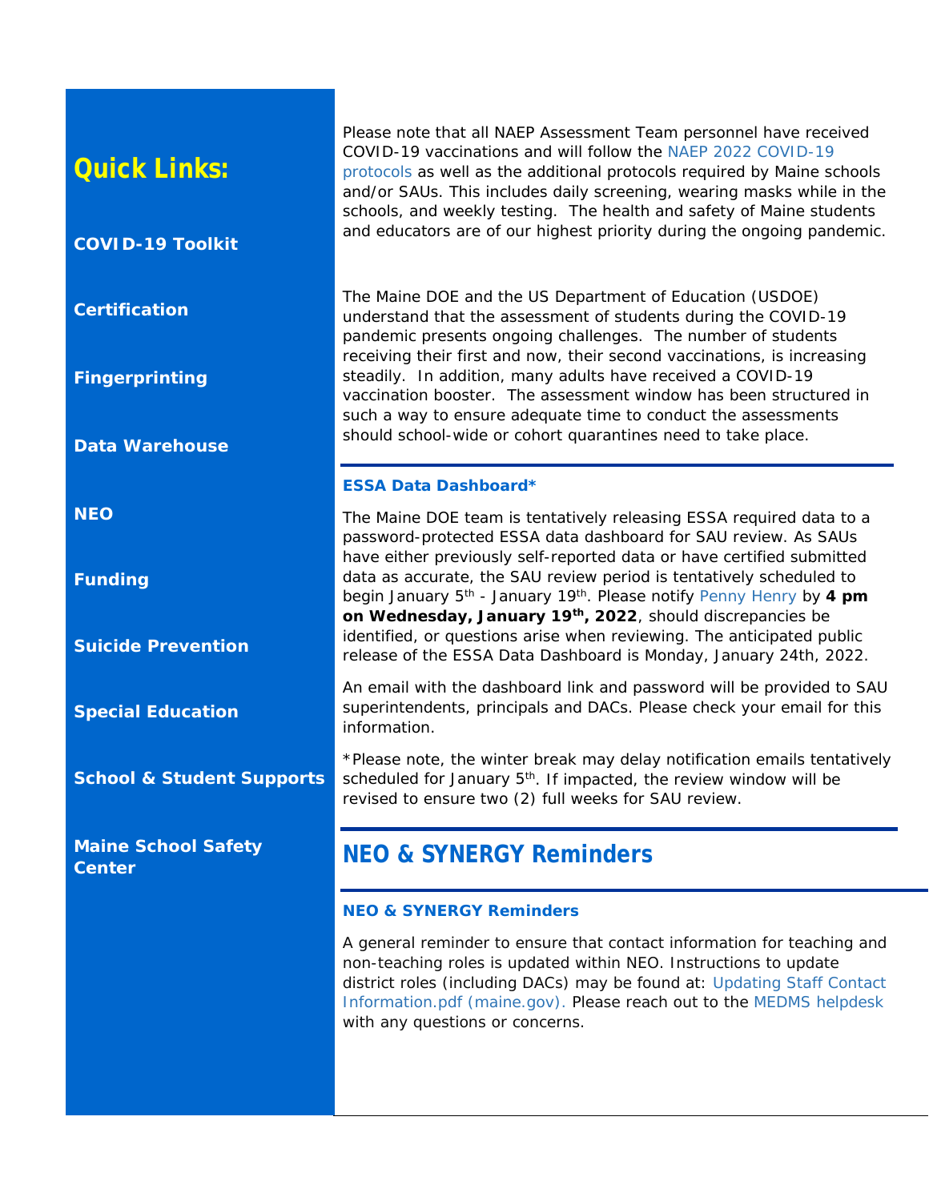## Quick Links:

**COVID-19 Toolkit**

**Certification**

**Fingerprinting**

**Data Warehouse**

**NEO**

**Funding**

**Suicide Prevention**

**Special Education**

**School & Student Supports**

**Maine School Safety Center**

Please note that all NAEP Assessment Team personnel have received COVID-19 vaccinations and will follow the NAEP 2022 COVID-19 protocols as well as the additional protocols required by Maine schools and/or SAUs. This includes daily screening, wearing masks while in the schools, and weekly testing. The health and safety of Maine students and educators are of our highest priority during the ongoing pandemic.

The Maine DOE and the US Department of Education (USDOE) understand that the assessment of students during the COVID-19 pandemic presents ongoing challenges. The number of students receiving their first and now, their second vaccinations, is increasing steadily. In addition, many adults have received a COVID-19 vaccination booster. The assessment window has been structured in such a way to ensure adequate time to conduct the assessments should school-wide or cohort quarantines need to take place.

### ESSA Data Dashboard*

The Maine DOE team is tentatively releasing ESSA required data to a password-protected ESSA data dashboard for SAU review. As SAUs have either previously self-reported data or have certified submitted data as accurate, the SAU review period is tentatively scheduled to begin January 5th - January 19th. Please notify Penny Henry by **4 pm on Wednesday, January 19th, 2022**, should discrepancies be identified, or questions arise when reviewing. The anticipated public release of the ESSA Data Dashboard is Monday, January 24th, 2022.

An email with the dashboard link and password will be provided to SAU superintendents, principals and DACs. Please check your email for this information.

*Please note, the winter break may delay notification emails tentatively scheduled for January 5th. If impacted, the review window will be revised to ensure two (2) full weeks for SAU review.

## NEO & SYNERGY Reminders

### NEO & SYNERGY Reminders

A general reminder to ensure that contact information for teaching and non-teaching roles is updated within NEO. Instructions to update district roles (including DACs) may be found at: Updating Staff Contact Information.pdf (maine.gov). Please reach out to the MEDMS helpdesk with any questions or concerns.